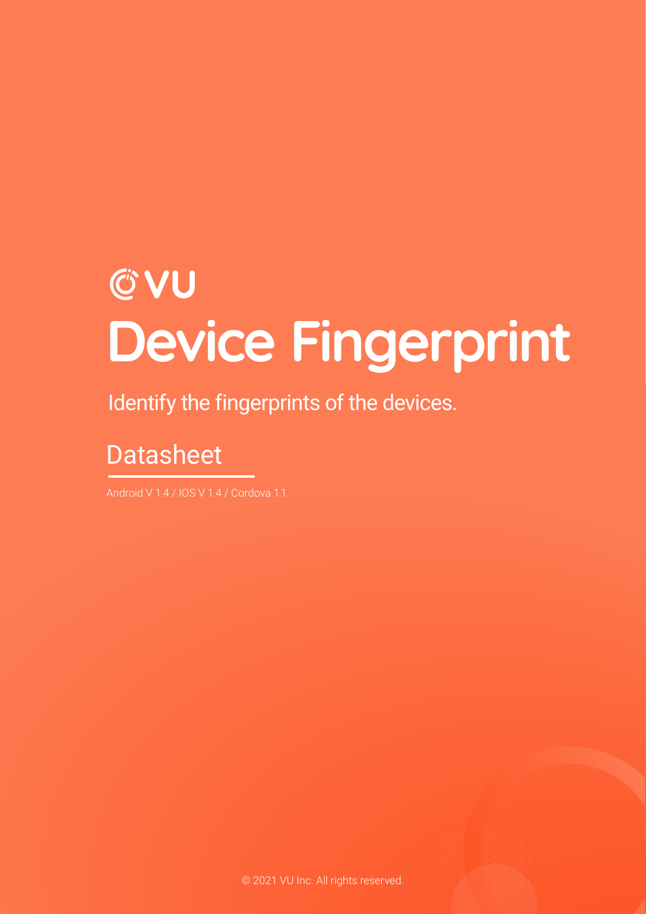VU

# Device Fingerprint

Identify the fingerprints of the devices.

## Datasheet

Android V 1.4 / IOS V 1.4 / Cordova 1.1

© 2021 VU Inc. All rights reserved.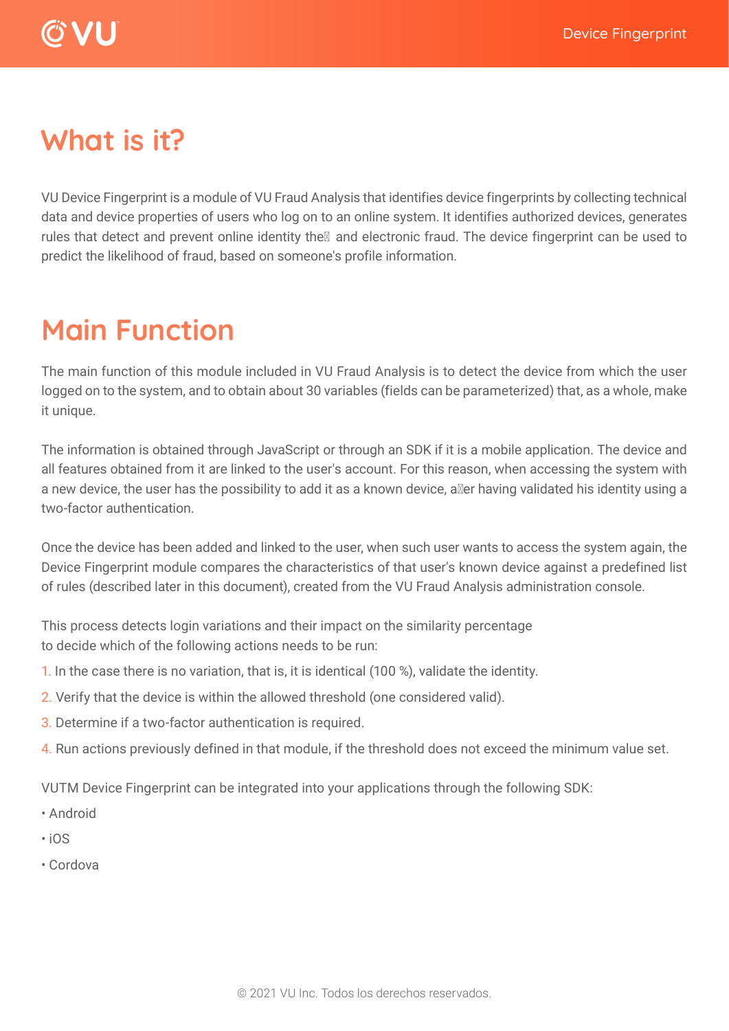# What is it?

VU Device Fingerprint is a module of VU Fraud Analysis that identifies device fingerprints by collecting technical data and device properties of users who log on to an online system. It identifies authorized devices, generates rules that detect and prevent online identity theft and electronic fraud. The device fingerprint can be used to predict the likelihood of fraud, based on someone's profile information.

# Main Function

The main function of this module included in VU Fraud Analysis is to detect the device from which the user logged on to the system, and to obtain about 30 variables (fields can be parameterized) that, as a whole, make it unique.

The information is obtained through JavaScript or through an SDK if it is a mobile application. The device and all features obtained from it are linked to the user's account. For this reason, when accessing the system with a new device, the user has the possibility to add it as a known device, after having validated his identity using a two-factor authentication.

Once the device has been added and linked to the user, when such user wants to access the system again, the Device Fingerprint module compares the characteristics of that user's known device against a predefined list of rules (described later in this document), created from the VU Fraud Analysis administration console.

This process detects login variations and their impact on the similarity percentage
to decide which of the following actions needs to be run:

1. In the case there is no variation, that is, it is identical (100 %), validate the identity.
2. Verify that the device is within the allowed threshold (one considered valid).
3. Determine if a two-factor authentication is required.
4. Run actions previously defined in that module, if the threshold does not exceed the minimum value set.

VUTM Device Fingerprint can be integrated into your applications through the following SDK:

- Android
- iOS
- Cordova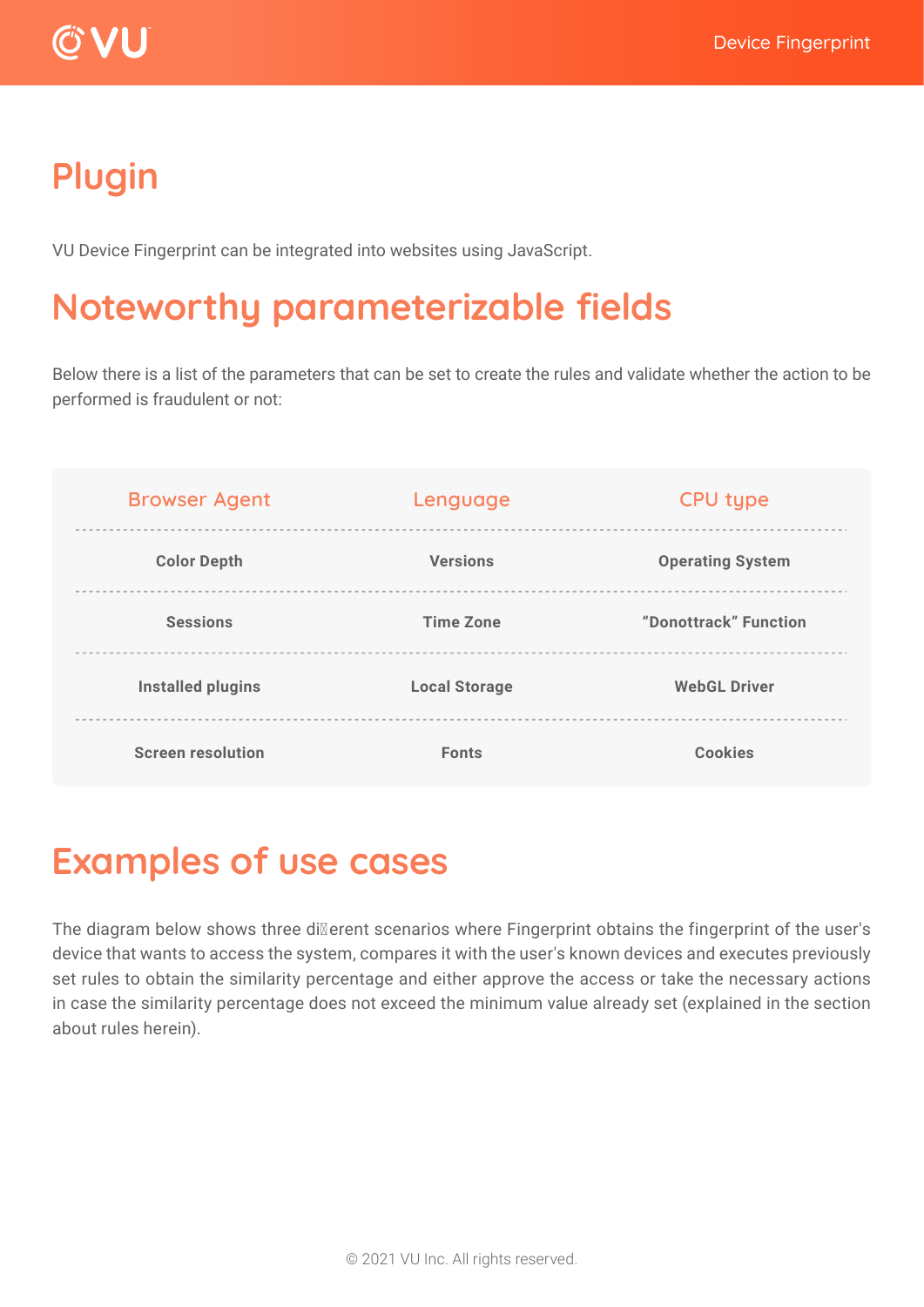# Plugin

VU Device Fingerprint can be integrated into websites using JavaScript.

# Noteworthy parameterizable fields

Below there is a list of the parameters that can be set to create the rules and validate whether the action to be performed is fraudulent or not:

| Browser Agent | Lenguage | CPU type |
| --- | --- | --- |
| Color Depth | Versions | Operating System |
| Sessions | Time Zone | “Donottrack” Function |
| Installed plugins | Local Storage | WebGL Driver |
| Screen resolution | Fonts | Cookies |

# Examples of use cases

The diagram below shows three different scenarios where Fingerprint obtains the fingerprint of the user's device that wants to access the system, compares it with the user's known devices and executes previously set rules to obtain the similarity percentage and either approve the access or take the necessary actions in case the similarity percentage does not exceed the minimum value already set (explained in the section about rules herein).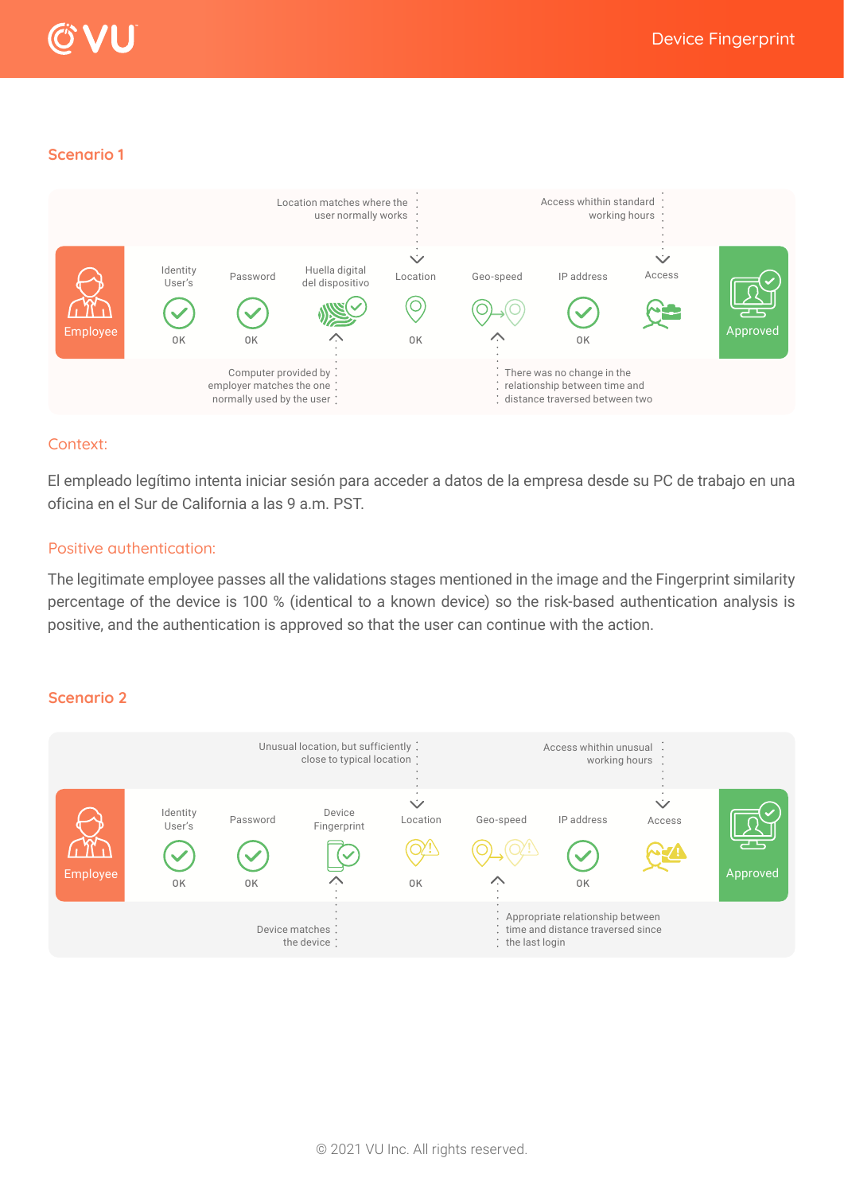## Scenario 1

Location matches where the user normally works

Access whithin standard working hours

| Employee | Identity User's | Password | Huella digital del dispositivo | Location | Geo-speed | IP address | Access | Approved |
|---|---|---|---|---|---|---|---|---|
| | OK | OK | | OK | | OK | | |

Computer provided by employer matches the one normally used by the user

There was no change in the relationship between time and distance traversed between two

### Context:

El empleado legítimo intenta iniciar sesión para acceder a datos de la empresa desde su PC de trabajo en una oficina en el Sur de California a las 9 a.m. PST.

### Positive authentication:

The legitimate employee passes all the validations stages mentioned in the image and the Fingerprint similarity percentage of the device is 100 % (identical to a known device) so the risk-based authentication analysis is positive, and the authentication is approved so that the user can continue with the action.

## Scenario 2

Unusual location, but sufficiently close to typical location

Access whithin unusual working hours

| Employee | Identity User's | Password | Device Fingerprint | Location | Geo-speed | IP address | Access | Approved |
|---|---|---|---|---|---|---|---|---|
| | OK | OK | | OK | | OK | | |

Device matches the device

Appropriate relationship between time and distance traversed since the last login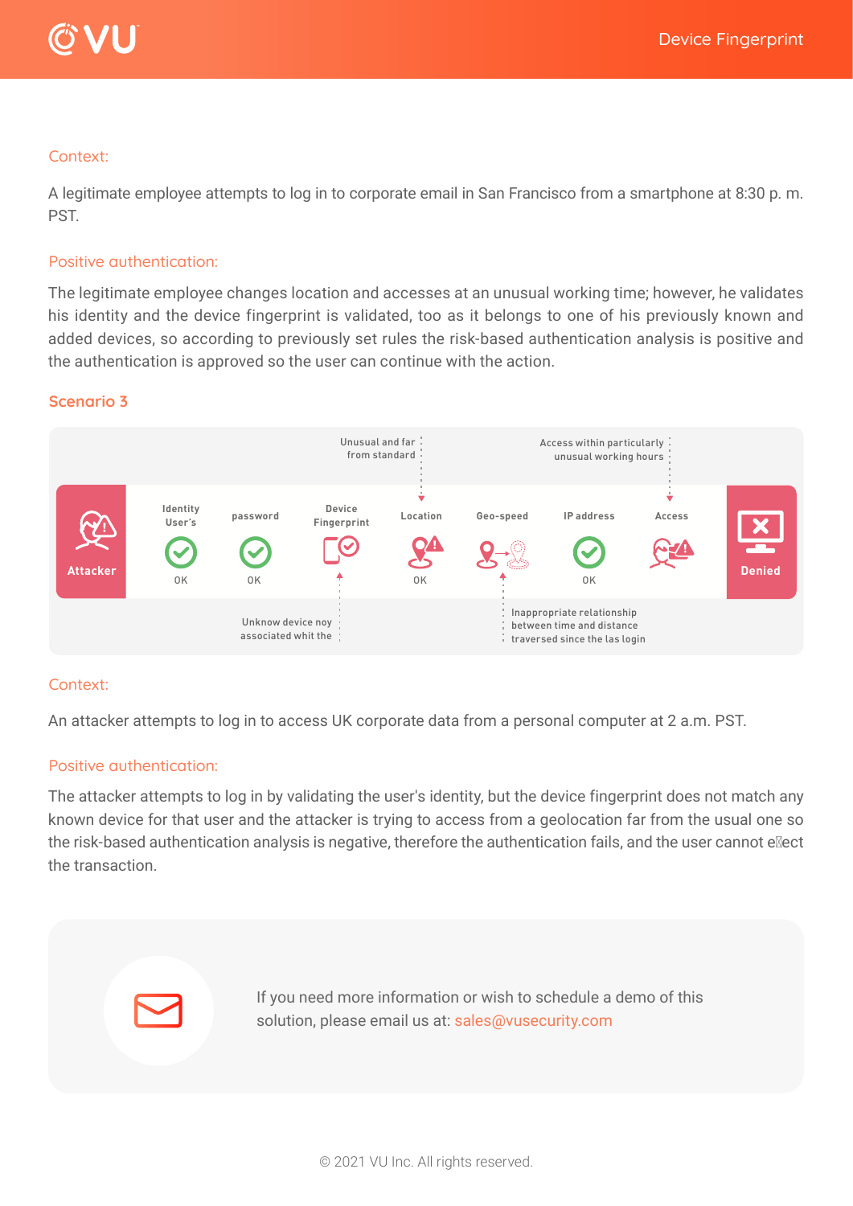Context:

A legitimate employee attempts to log in to corporate email in San Francisco from a smartphone at 8:30 p. m. PST.

Positive authentication:

The legitimate employee changes location and accesses at an unusual working time; however, he validates his identity and the device fingerprint is validated, too as it belongs to one of his previously known and added devices, so according to previously set rules the risk-based authentication analysis is positive and the authentication is approved so the user can continue with the action.

## Scenario 3

Unusual and far from standard

Access within particularly unusual working hours

Attacker

Identity User's
OK

password
OK

Device Fingerprint

Location
OK

Geo-speed

IP address
OK

Access

Denied

Unknow device noy associated whit the

Inappropriate relationship between time and distance traversed since the las login

Context:

An attacker attempts to log in to access UK corporate data from a personal computer at 2 a.m. PST.

Positive authentication:

The attacker attempts to log in by validating the user's identity, but the device fingerprint does not match any known device for that user and the attacker is trying to access from a geolocation far from the usual one so the risk-based authentication analysis is negative, therefore the authentication fails, and the user cannot effect the transaction.

If you need more information or wish to schedule a demo of this solution, please email us at: sales@vusecurity.com

© 2021 VU Inc. All rights reserved.